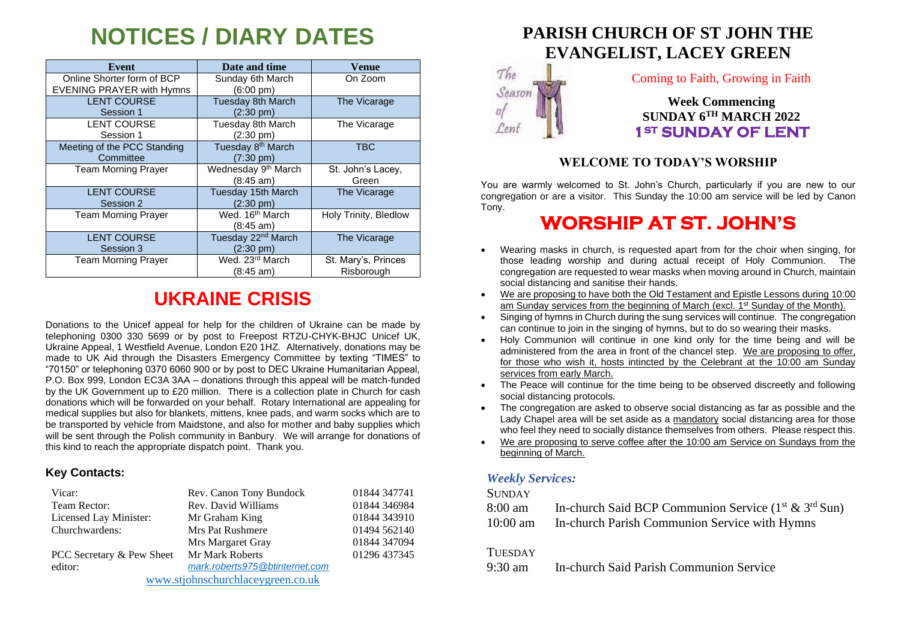# NOTICES / DIARY DATES

| Event | Date and time | Venue |
|---|---|---|
| Online Shorter form of BCP EVENING PRAYER with Hymns | Sunday 6th March (6:00 pm) | On Zoom |
| LENT COURSE Session 1 | Tuesday 8th March (2:30 pm) | The Vicarage |
| LENT COURSE Session 1 | Tuesday 8th March (2:30 pm) | The Vicarage |
| Meeting of the PCC Standing Committee | Tuesday 8th March (7:30 pm) | TBC |
| Team Morning Prayer | Wednesday 9th March (8:45 am) | St. John's Lacey, Green |
| LENT COURSE Session 2 | Tuesday 15th March (2:30 pm) | The Vicarage |
| Team Morning Prayer | Wed. 16th March (8:45 am) | Holy Trinity, Bledlow |
| LENT COURSE Session 3 | Tuesday 22nd March (2:30 pm) | The Vicarage |
| Team Morning Prayer | Wed. 23rd March (8:45 am) | St. Mary's, Princes Risborough |

# UKRAINE CRISIS

Donations to the Unicef appeal for help for the children of Ukraine can be made by telephoning 0300 330 5699 or by post to Freepost RTZU-CHYK-BHJC Unicef UK, Ukraine Appeal, 1 Westfield Avenue, London E20 1HZ. Alternatively, donations may be made to UK Aid through the Disasters Emergency Committee by texting "TIMES" to "70150" or telephoning 0370 6060 900 or by post to DEC Ukraine Humanitarian Appeal, P.O. Box 999, London EC3A 3AA – donations through this appeal will be match-funded by the UK Government up to £20 million. There is a collection plate in Church for cash donations which will be forwarded on your behalf. Rotary International are appealing for medical supplies but also for blankets, mittens, knee pads, and warm socks which are to be transported by vehicle from Maidstone, and also for mother and baby supplies which will be sent through the Polish community in Banbury. We will arrange for donations of this kind to reach the appropriate dispatch point. Thank you.

### Key Contacts:

| | | |
|---|---|---|
| Vicar: | Rev. Canon Tony Bundock | 01844 347741 |
| Team Rector: | Rev. David Williams | 01844 346984 |
| Licensed Lay Minister: | Mr Graham King | 01844 343910 |
| Churchwardens: | Mrs Pat Rushmere | 01494 562140 |
| | Mrs Margaret Gray | 01844 347094 |
| PCC Secretary & Pew Sheet editor: | Mr Mark Roberts<br>*mark.roberts975@btinternet.com* | 01296 437345 |

www.stjohnschurchlaceygreen.co.uk

# PARISH CHURCH OF ST JOHN THE EVANGELIST, LACEY GREEN

The Season of Lent

Coming to Faith, Growing in Faith

**Week Commencing**
**SUNDAY 6TH MARCH 2022**
**1ST SUNDAY OF LENT**

### WELCOME TO TODAY'S WORSHIP

You are warmly welcomed to St. John's Church, particularly if you are new to our congregation or are a visitor. This Sunday the 10:00 am service will be led by Canon Tony.

# WORSHIP AT ST. JOHN'S

- Wearing masks in church, is requested apart from for the choir when singing, for those leading worship and during actual receipt of Holy Communion. The congregation are requested to wear masks when moving around in Church, maintain social distancing and sanitise their hands.
- We are proposing to have both the Old Testament and Epistle Lessons during 10:00 am Sunday services from the beginning of March (excl. 1st Sunday of the Month).
- Singing of hymns in Church during the sung services will continue. The congregation can continue to join in the singing of hymns, but to do so wearing their masks.
- Holy Communion will continue in one kind only for the time being and will be administered from the area in front of the chancel step. We are proposing to offer, for those who wish it, hosts intincted by the Celebrant at the 10:00 am Sunday services from early March.
- The Peace will continue for the time being to be observed discreetly and following social distancing protocols.
- The congregation are asked to observe social distancing as far as possible and the Lady Chapel area will be set aside as a mandatory social distancing area for those who feel they need to socially distance themselves from others. Please respect this.
- We are proposing to serve coffee after the 10:00 am Service on Sundays from the beginning of March.

### *Weekly Services:*

SUNDAY

| | |
|---|---|
| 8:00 am | In-church Said BCP Communion Service (1st & 3rd Sun) |
| 10:00 am | In-church Parish Communion Service with Hymns |

TUESDAY

| | |
|---|---|
| 9:30 am | In-church Said Parish Communion Service |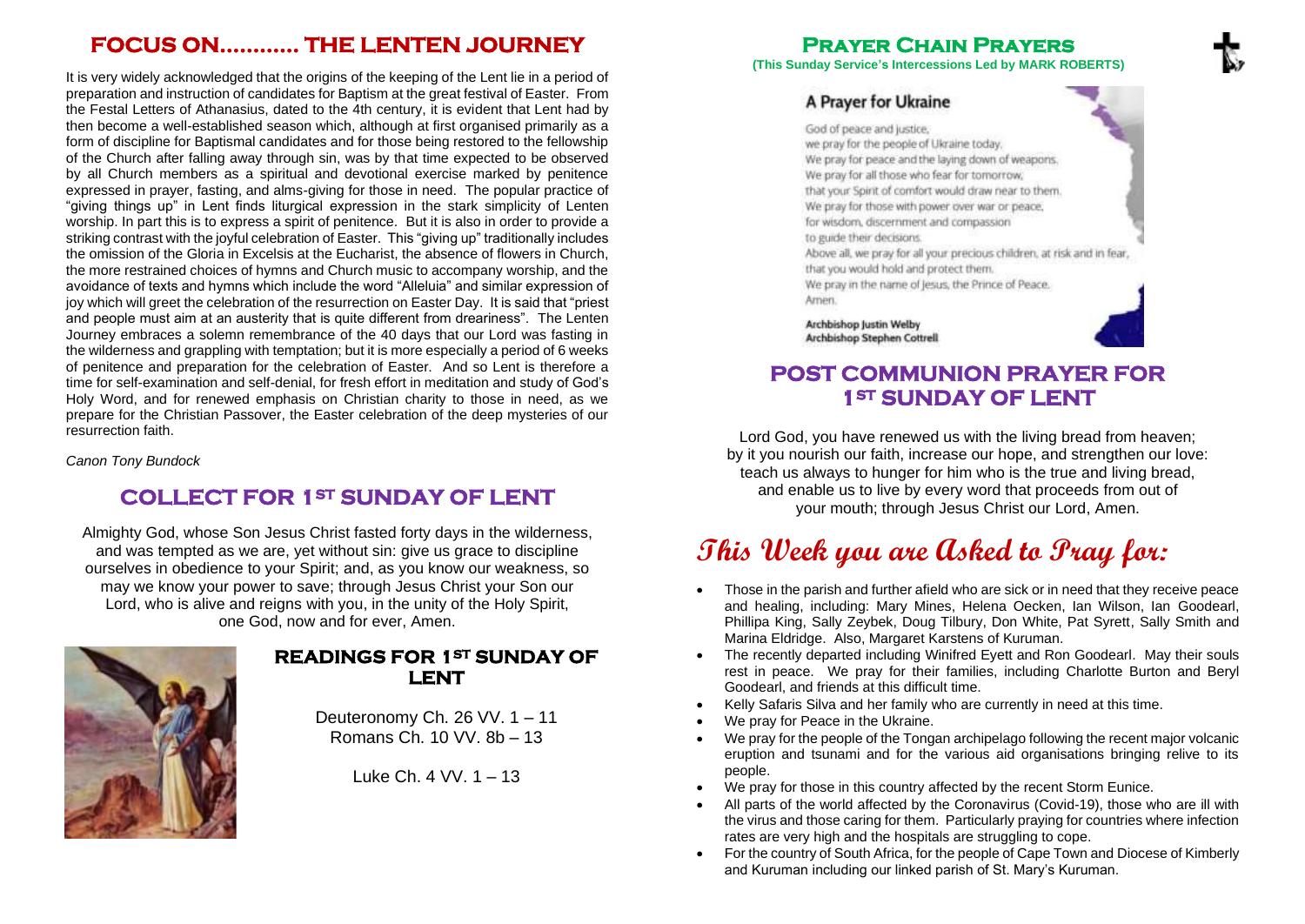## FOCUS ON............ THE LENTEN JOURNEY

It is very widely acknowledged that the origins of the keeping of the Lent lie in a period of preparation and instruction of candidates for Baptism at the great festival of Easter. From the Festal Letters of Athanasius, dated to the 4th century, it is evident that Lent had by then become a well-established season which, although at first organised primarily as a form of discipline for Baptismal candidates and for those being restored to the fellowship of the Church after falling away through sin, was by that time expected to be observed by all Church members as a spiritual and devotional exercise marked by penitence expressed in prayer, fasting, and alms-giving for those in need. The popular practice of "giving things up" in Lent finds liturgical expression in the stark simplicity of Lenten worship. In part this is to express a spirit of penitence. But it is also in order to provide a striking contrast with the joyful celebration of Easter. This "giving up" traditionally includes the omission of the Gloria in Excelsis at the Eucharist, the absence of flowers in Church, the more restrained choices of hymns and Church music to accompany worship, and the avoidance of texts and hymns which include the word "Alleluia" and similar expression of joy which will greet the celebration of the resurrection on Easter Day. It is said that "priest and people must aim at an austerity that is quite different from dreariness". The Lenten Journey embraces a solemn remembrance of the 40 days that our Lord was fasting in the wilderness and grappling with temptation; but it is more especially a period of 6 weeks of penitence and preparation for the celebration of Easter. And so Lent is therefore a time for self-examination and self-denial, for fresh effort in meditation and study of God's Holy Word, and for renewed emphasis on Christian charity to those in need, as we prepare for the Christian Passover, the Easter celebration of the deep mysteries of our resurrection faith.

*Canon Tony Bundock*

## COLLECT FOR 1ST SUNDAY OF LENT

Almighty God, whose Son Jesus Christ fasted forty days in the wilderness, and was tempted as we are, yet without sin: give us grace to discipline ourselves in obedience to your Spirit; and, as you know our weakness, so may we know your power to save; through Jesus Christ your Son our Lord, who is alive and reigns with you, in the unity of the Holy Spirit, one God, now and for ever, Amen.

### READINGS FOR 1ST SUNDAY OF LENT

Deuteronomy Ch. 26 VV. 1 – 11
Romans Ch. 10 VV. 8b – 13

Luke Ch. 4 VV. 1 – 13

## Prayer Chain Prayers

**(This Sunday Service's Intercessions Led by MARK ROBERTS)**

### A Prayer for Ukraine

God of peace and justice,
we pray for the people of Ukraine today.
We pray for peace and the laying down of weapons.
We pray for all those who fear for tomorrow,
that your Spirit of comfort would draw near to them.
We pray for those with power over war or peace,
for wisdom, discernment and compassion
to guide their decisions.
Above all, we pray for all your precious children, at risk and in fear,
that you would hold and protect them.
We pray in the name of Jesus, the Prince of Peace.
Amen.

**Archbishop Justin Welby**
**Archbishop Stephen Cottrell**

## POST COMMUNION PRAYER FOR 1ST SUNDAY OF LENT

Lord God, you have renewed us with the living bread from heaven; by it you nourish our faith, increase our hope, and strengthen our love: teach us always to hunger for him who is the true and living bread, and enable us to live by every word that proceeds from out of your mouth; through Jesus Christ our Lord, Amen.

## This Week you are Asked to Pray for:

- Those in the parish and further afield who are sick or in need that they receive peace and healing, including: Mary Mines, Helena Oecken, Ian Wilson, Ian Goodearl, Phillipa King, Sally Zeybek, Doug Tilbury, Don White, Pat Syrett, Sally Smith and Marina Eldridge. Also, Margaret Karstens of Kuruman.
- The recently departed including Winifred Eyett and Ron Goodearl. May their souls rest in peace. We pray for their families, including Charlotte Burton and Beryl Goodearl, and friends at this difficult time.
- Kelly Safaris Silva and her family who are currently in need at this time.
- We pray for Peace in the Ukraine.
- We pray for the people of the Tongan archipelago following the recent major volcanic eruption and tsunami and for the various aid organisations bringing relive to its people.
- We pray for those in this country affected by the recent Storm Eunice.
- All parts of the world affected by the Coronavirus (Covid-19), those who are ill with the virus and those caring for them. Particularly praying for countries where infection rates are very high and the hospitals are struggling to cope.
- For the country of South Africa, for the people of Cape Town and Diocese of Kimberly and Kuruman including our linked parish of St. Mary's Kuruman.